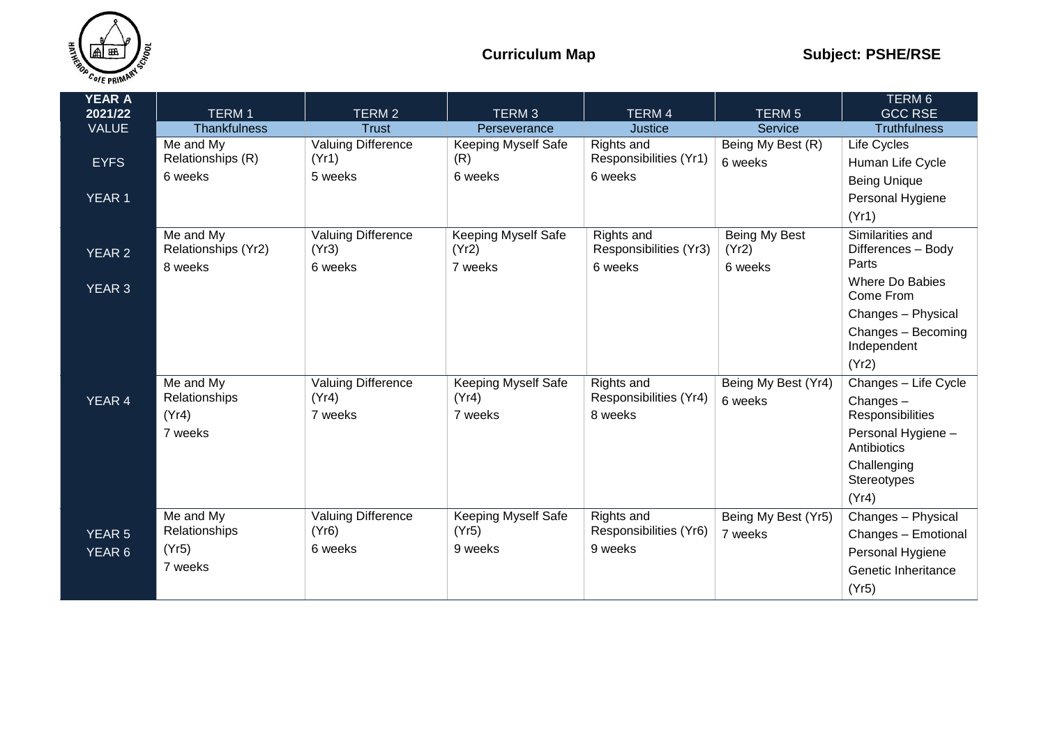**Curriculum Map** **Subject: PSHE/RSE**

| YEAR A 2021/22 | TERM 1 | TERM 2 | TERM 3 | TERM 4 | TERM 5 | TERM 6 GCC RSE |
|---|---|---|---|---|---|---|
| VALUE | Thankfulness | Trust | Perseverance | Justice | Service | Truthfulness |
| EYFS<br>YEAR 1 | Me and My Relationships (R)<br>6 weeks | Valuing Difference (Yr1)<br>5 weeks | Keeping Myself Safe (R)<br>6 weeks | Rights and Responsibilities (Yr1)<br>6 weeks | Being My Best (R)<br>6 weeks | Life Cycles<br>Human Life Cycle<br>Being Unique<br>Personal Hygiene<br>(Yr1) |
| YEAR 2<br>YEAR 3 | Me and My Relationships (Yr2)<br>8 weeks | Valuing Difference (Yr3)<br>6 weeks | Keeping Myself Safe (Yr2)<br>7 weeks | Rights and Responsibilities (Yr3)<br>6 weeks | Being My Best (Yr2)<br>6 weeks | Similarities and Differences – Body Parts<br>Where Do Babies Come From<br>Changes – Physical<br>Changes – Becoming Independent<br>(Yr2) |
| YEAR 4 | Me and My Relationships<br>(Yr4)<br>7 weeks | Valuing Difference (Yr4)<br>7 weeks | Keeping Myself Safe (Yr4)<br>7 weeks | Rights and Responsibilities (Yr4)<br>8 weeks | Being My Best (Yr4)<br>6 weeks | Changes – Life Cycle<br>Changes – Responsibilities<br>Personal Hygiene – Antibiotics<br>Challenging Stereotypes<br>(Yr4) |
| YEAR 5<br>YEAR 6 | Me and My Relationships<br>(Yr5)<br>7 weeks | Valuing Difference (Yr6)<br>6 weeks | Keeping Myself Safe (Yr5)<br>9 weeks | Rights and Responsibilities (Yr6)<br>9 weeks | Being My Best (Yr5)<br>7 weeks | Changes – Physical<br>Changes – Emotional<br>Personal Hygiene<br>Genetic Inheritance<br>(Yr5) |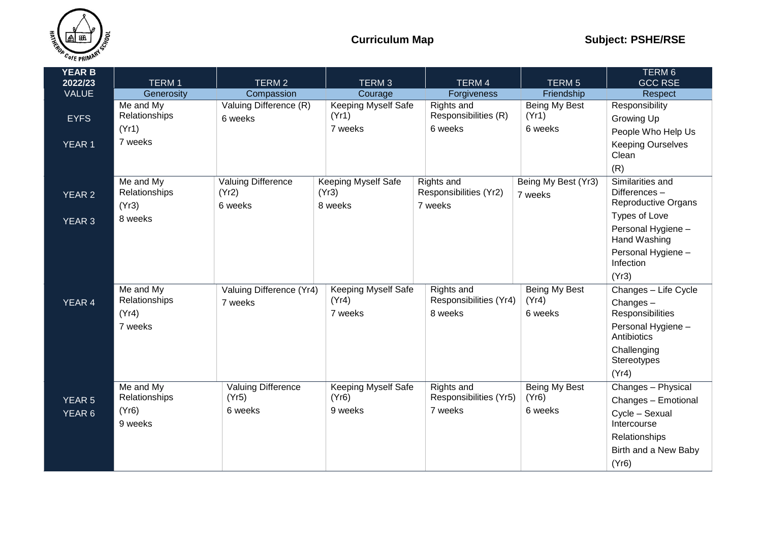**Curriculum Map** **Subject: PSHE/RSE**

| YEAR B 2022/23 | TERM 1 | TERM 2 | TERM 3 | TERM 4 | TERM 5 | TERM 6 GCC RSE |
|---|---|---|---|---|---|---|
| VALUE | Generosity | Compassion | Courage | Forgiveness | Friendship | Respect |
| EYFS<br>YEAR 1 | Me and My Relationships (Yr1)<br>7 weeks | Valuing Difference (R)<br>6 weeks | Keeping Myself Safe (Yr1)<br>7 weeks | Rights and Responsibilities (R)<br>6 weeks | Being My Best (Yr1)<br>6 weeks | Responsibility<br>Growing Up<br>People Who Help Us<br>Keeping Ourselves Clean<br>(R) |
| YEAR 2<br>YEAR 3 | Me and My Relationships (Yr3)<br>8 weeks | Valuing Difference (Yr2)<br>6 weeks | Keeping Myself Safe (Yr3)<br>8 weeks | Rights and Responsibilities (Yr2)<br>7 weeks | Being My Best (Yr3)<br>7 weeks | Similarities and Differences – Reproductive Organs<br>Types of Love<br>Personal Hygiene – Hand Washing<br>Personal Hygiene – Infection<br>(Yr3) |
| YEAR 4 | Me and My Relationships (Yr4)<br>7 weeks | Valuing Difference (Yr4)<br>7 weeks | Keeping Myself Safe (Yr4)<br>7 weeks | Rights and Responsibilities (Yr4)<br>8 weeks | Being My Best (Yr4)<br>6 weeks | Changes – Life Cycle<br>Changes – Responsibilities<br>Personal Hygiene – Antibiotics<br>Challenging Stereotypes<br>(Yr4) |
| YEAR 5<br>YEAR 6 | Me and My Relationships (Yr6)<br>9 weeks | Valuing Difference (Yr5)<br>6 weeks | Keeping Myself Safe (Yr6)<br>9 weeks | Rights and Responsibilities (Yr5)<br>7 weeks | Being My Best (Yr6)<br>6 weeks | Changes – Physical<br>Changes – Emotional<br>Cycle – Sexual Intercourse<br>Relationships<br>Birth and a New Baby<br>(Yr6) |